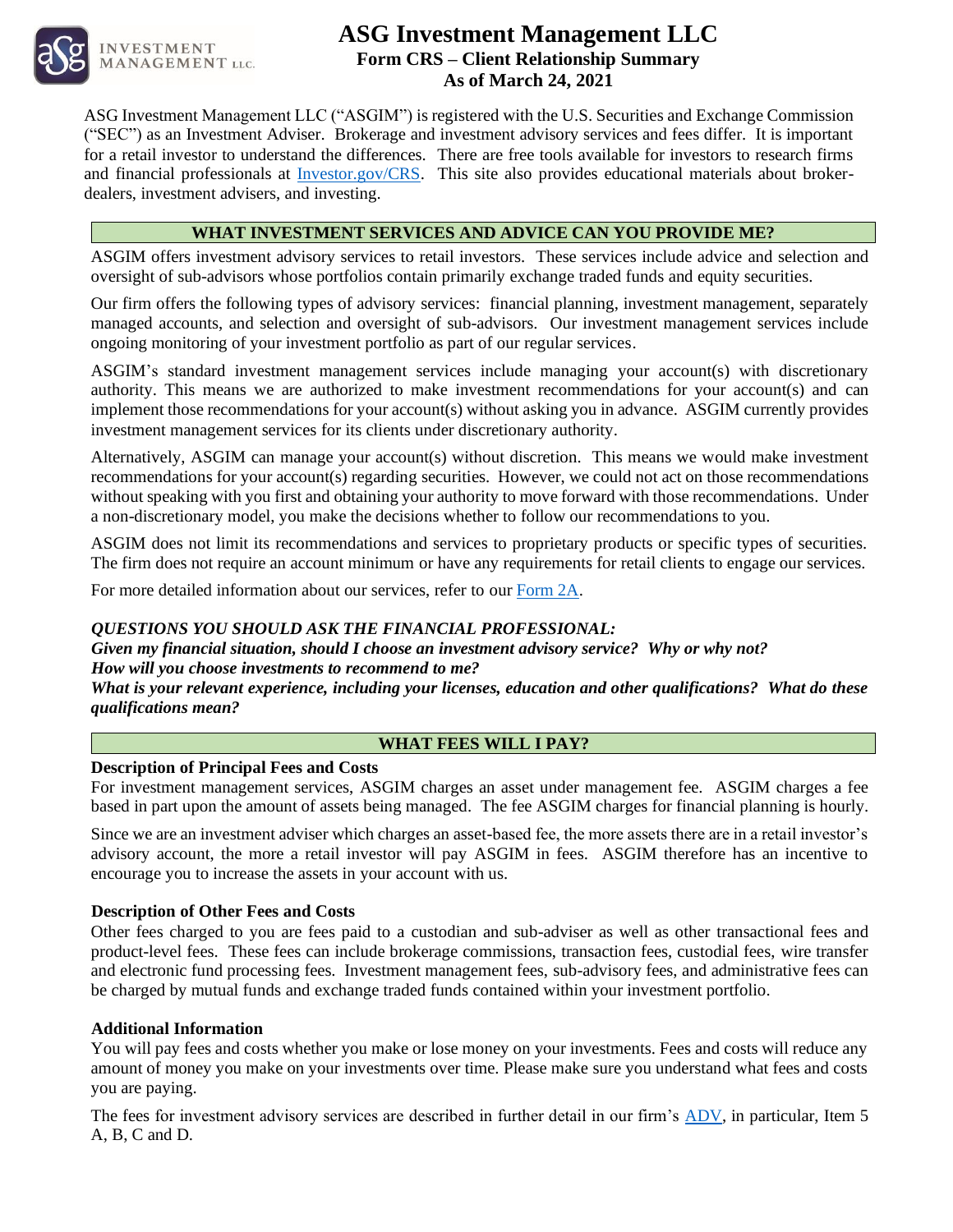# ASG Investment Management LLC

**Form CRS – Client Relationship Summary**
**As of March 24, 2021**

ASG Investment Management LLC ("ASGIM") is registered with the U.S. Securities and Exchange Commission ("SEC") as an Investment Adviser. Brokerage and investment advisory services and fees differ. It is important for a retail investor to understand the differences. There are free tools available for investors to research firms and financial professionals at [Investor.gov/CRS](Investor.gov/CRS). This site also provides educational materials about broker-dealers, investment advisers, and investing.

## WHAT INVESTMENT SERVICES AND ADVICE CAN YOU PROVIDE ME?

ASGIM offers investment advisory services to retail investors. These services include advice and selection and oversight of sub-advisors whose portfolios contain primarily exchange traded funds and equity securities.

Our firm offers the following types of advisory services: financial planning, investment management, separately managed accounts, and selection and oversight of sub-advisors. Our investment management services include ongoing monitoring of your investment portfolio as part of our regular services.

ASGIM's standard investment management services include managing your account(s) with discretionary authority. This means we are authorized to make investment recommendations for your account(s) and can implement those recommendations for your account(s) without asking you in advance. ASGIM currently provides investment management services for its clients under discretionary authority.

Alternatively, ASGIM can manage your account(s) without discretion. This means we would make investment recommendations for your account(s) regarding securities. However, we could not act on those recommendations without speaking with you first and obtaining your authority to move forward with those recommendations. Under a non-discretionary model, you make the decisions whether to follow our recommendations to you.

ASGIM does not limit its recommendations and services to proprietary products or specific types of securities. The firm does not require an account minimum or have any requirements for retail clients to engage our services.

For more detailed information about our services, refer to our [Form 2A](Form 2A).

***QUESTIONS YOU SHOULD ASK THE FINANCIAL PROFESSIONAL:***
***Given my financial situation, should I choose an investment advisory service? Why or why not?***
***How will you choose investments to recommend to me?***
***What is your relevant experience, including your licenses, education and other qualifications? What do these qualifications mean?***

## WHAT FEES WILL I PAY?

**Description of Principal Fees and Costs**

For investment management services, ASGIM charges an asset under management fee. ASGIM charges a fee based in part upon the amount of assets being managed. The fee ASGIM charges for financial planning is hourly.

Since we are an investment adviser which charges an asset-based fee, the more assets there are in a retail investor's advisory account, the more a retail investor will pay ASGIM in fees. ASGIM therefore has an incentive to encourage you to increase the assets in your account with us.

**Description of Other Fees and Costs**

Other fees charged to you are fees paid to a custodian and sub-adviser as well as other transactional fees and product-level fees. These fees can include brokerage commissions, transaction fees, custodial fees, wire transfer and electronic fund processing fees. Investment management fees, sub-advisory fees, and administrative fees can be charged by mutual funds and exchange traded funds contained within your investment portfolio.

**Additional Information**

You will pay fees and costs whether you make or lose money on your investments. Fees and costs will reduce any amount of money you make on your investments over time. Please make sure you understand what fees and costs you are paying.

The fees for investment advisory services are described in further detail in our firm's [ADV](ADV), in particular, Item 5 A, B, C and D.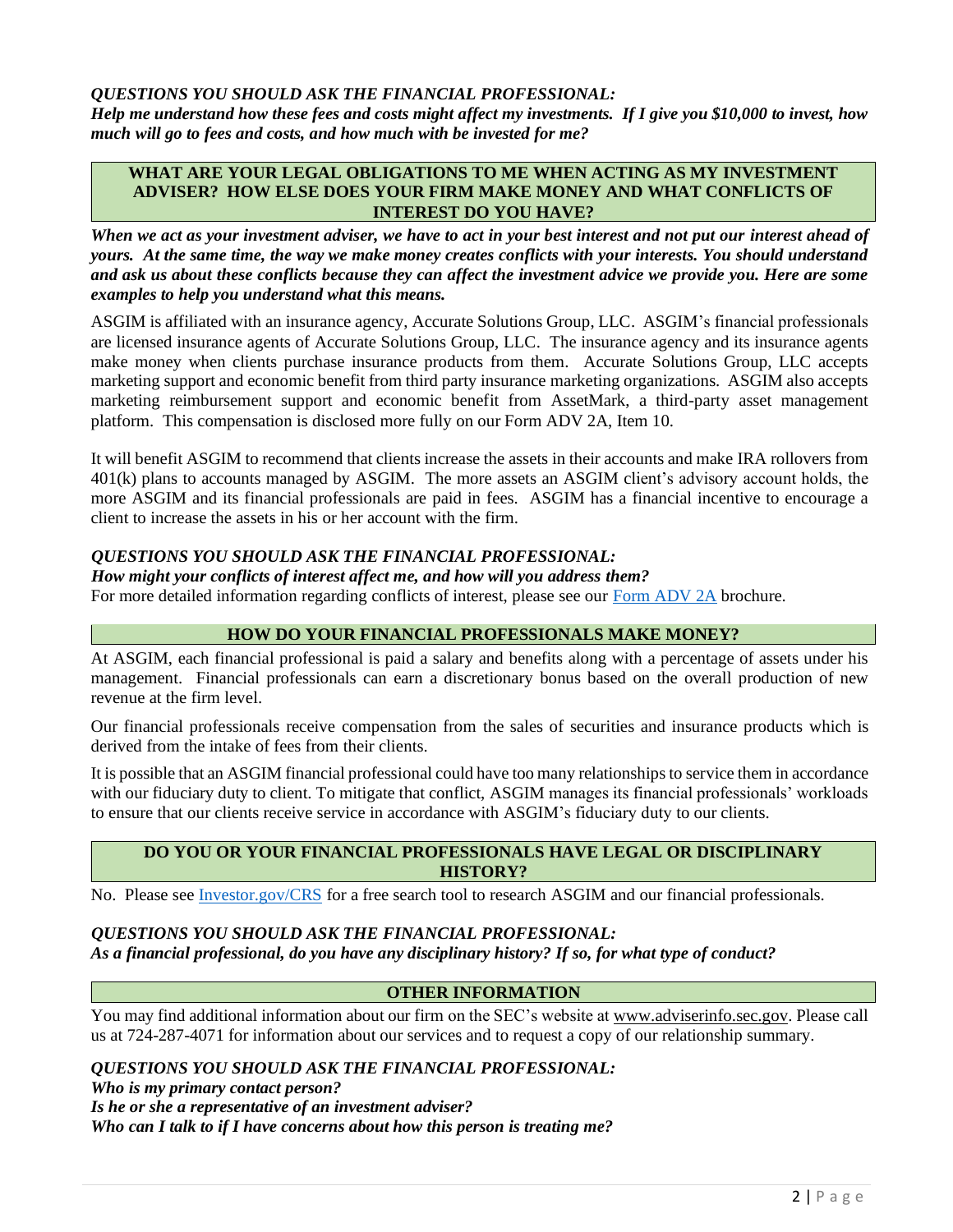***QUESTIONS YOU SHOULD ASK THE FINANCIAL PROFESSIONAL:***

***Help me understand how these fees and costs might affect my investments. If I give you $10,000 to invest, how much will go to fees and costs, and how much with be invested for me?***

## WHAT ARE YOUR LEGAL OBLIGATIONS TO ME WHEN ACTING AS MY INVESTMENT ADVISER? HOW ELSE DOES YOUR FIRM MAKE MONEY AND WHAT CONFLICTS OF INTEREST DO YOU HAVE?

***When we act as your investment adviser, we have to act in your best interest and not put our interest ahead of yours. At the same time, the way we make money creates conflicts with your interests. You should understand and ask us about these conflicts because they can affect the investment advice we provide you. Here are some examples to help you understand what this means.***

ASGIM is affiliated with an insurance agency, Accurate Solutions Group, LLC. ASGIM's financial professionals are licensed insurance agents of Accurate Solutions Group, LLC. The insurance agency and its insurance agents make money when clients purchase insurance products from them. Accurate Solutions Group, LLC accepts marketing support and economic benefit from third party insurance marketing organizations. ASGIM also accepts marketing reimbursement support and economic benefit from AssetMark, a third-party asset management platform. This compensation is disclosed more fully on our Form ADV 2A, Item 10.

It will benefit ASGIM to recommend that clients increase the assets in their accounts and make IRA rollovers from 401(k) plans to accounts managed by ASGIM. The more assets an ASGIM client's advisory account holds, the more ASGIM and its financial professionals are paid in fees. ASGIM has a financial incentive to encourage a client to increase the assets in his or her account with the firm.

***QUESTIONS YOU SHOULD ASK THE FINANCIAL PROFESSIONAL:***

***How might your conflicts of interest affect me, and how will you address them?***

For more detailed information regarding conflicts of interest, please see our Form ADV 2A brochure.

## HOW DO YOUR FINANCIAL PROFESSIONALS MAKE MONEY?

At ASGIM, each financial professional is paid a salary and benefits along with a percentage of assets under his management. Financial professionals can earn a discretionary bonus based on the overall production of new revenue at the firm level.

Our financial professionals receive compensation from the sales of securities and insurance products which is derived from the intake of fees from their clients.

It is possible that an ASGIM financial professional could have too many relationships to service them in accordance with our fiduciary duty to client. To mitigate that conflict, ASGIM manages its financial professionals' workloads to ensure that our clients receive service in accordance with ASGIM's fiduciary duty to our clients.

## DO YOU OR YOUR FINANCIAL PROFESSIONALS HAVE LEGAL OR DISCIPLINARY HISTORY?

No. Please see Investor.gov/CRS for a free search tool to research ASGIM and our financial professionals.

***QUESTIONS YOU SHOULD ASK THE FINANCIAL PROFESSIONAL:***

***As a financial professional, do you have any disciplinary history? If so, for what type of conduct?***

## OTHER INFORMATION

You may find additional information about our firm on the SEC's website at www.adviserinfo.sec.gov. Please call us at 724-287-4071 for information about our services and to request a copy of our relationship summary.

***QUESTIONS YOU SHOULD ASK THE FINANCIAL PROFESSIONAL:***

***Who is my primary contact person?***

***Is he or she a representative of an investment adviser?***

***Who can I talk to if I have concerns about how this person is treating me?***